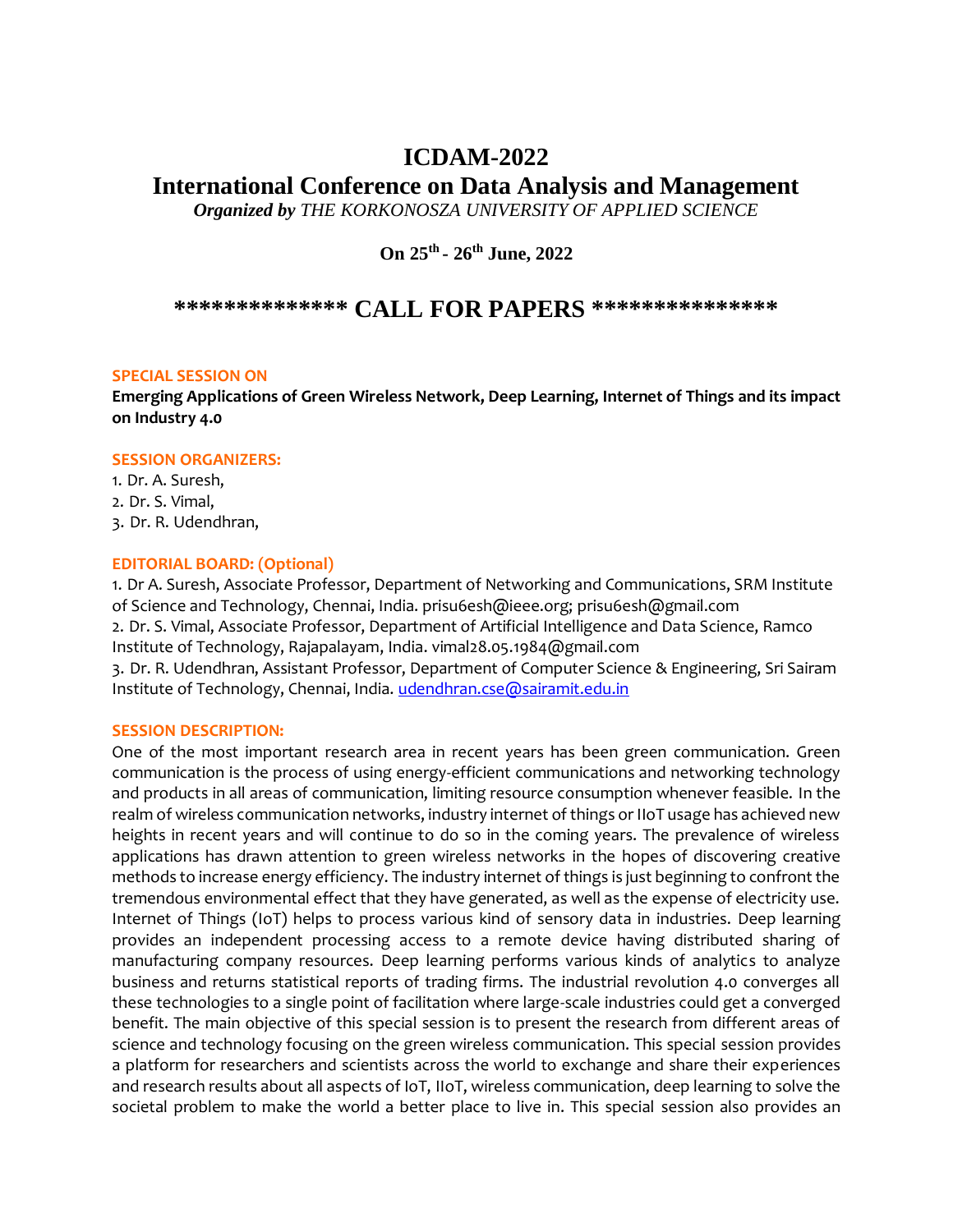# ICDAM-2022

# International Conference on Data Analysis and Management

***Organized by*** *THE KORKONOSZA UNIVERSITY OF APPLIED SCIENCE*

**On 25th - 26th June, 2022**

## ************** CALL FOR PAPERS ***************

**SPECIAL SESSION ON**

**Emerging Applications of Green Wireless Network, Deep Learning, Internet of Things and its impact on Industry 4.0**

**SESSION ORGANIZERS:**

1. Dr. A. Suresh,
2. Dr. S. Vimal,
3. Dr. R. Udendhran,

**EDITORIAL BOARD: (Optional)**

1. Dr A. Suresh, Associate Professor, Department of Networking and Communications, SRM Institute of Science and Technology, Chennai, India. prisu6esh@ieee.org; prisu6esh@gmail.com
2. Dr. S. Vimal, Associate Professor, Department of Artificial Intelligence and Data Science, Ramco Institute of Technology, Rajapalayam, India. vimal28.05.1984@gmail.com
3. Dr. R. Udendhran, Assistant Professor, Department of Computer Science & Engineering, Sri Sairam Institute of Technology, Chennai, India. udendhran.cse@sairamit.edu.in

**SESSION DESCRIPTION:**

One of the most important research area in recent years has been green communication. Green communication is the process of using energy-efficient communications and networking technology and products in all areas of communication, limiting resource consumption whenever feasible. In the realm of wireless communication networks, industry internet of things or IIoT usage has achieved new heights in recent years and will continue to do so in the coming years. The prevalence of wireless applications has drawn attention to green wireless networks in the hopes of discovering creative methods to increase energy efficiency. The industry internet of things is just beginning to confront the tremendous environmental effect that they have generated, as well as the expense of electricity use. Internet of Things (IoT) helps to process various kind of sensory data in industries. Deep learning provides an independent processing access to a remote device having distributed sharing of manufacturing company resources. Deep learning performs various kinds of analytics to analyze business and returns statistical reports of trading firms. The industrial revolution 4.0 converges all these technologies to a single point of facilitation where large-scale industries could get a converged benefit. The main objective of this special session is to present the research from different areas of science and technology focusing on the green wireless communication. This special session provides a platform for researchers and scientists across the world to exchange and share their experiences and research results about all aspects of IoT, IIoT, wireless communication, deep learning to solve the societal problem to make the world a better place to live in. This special session also provides an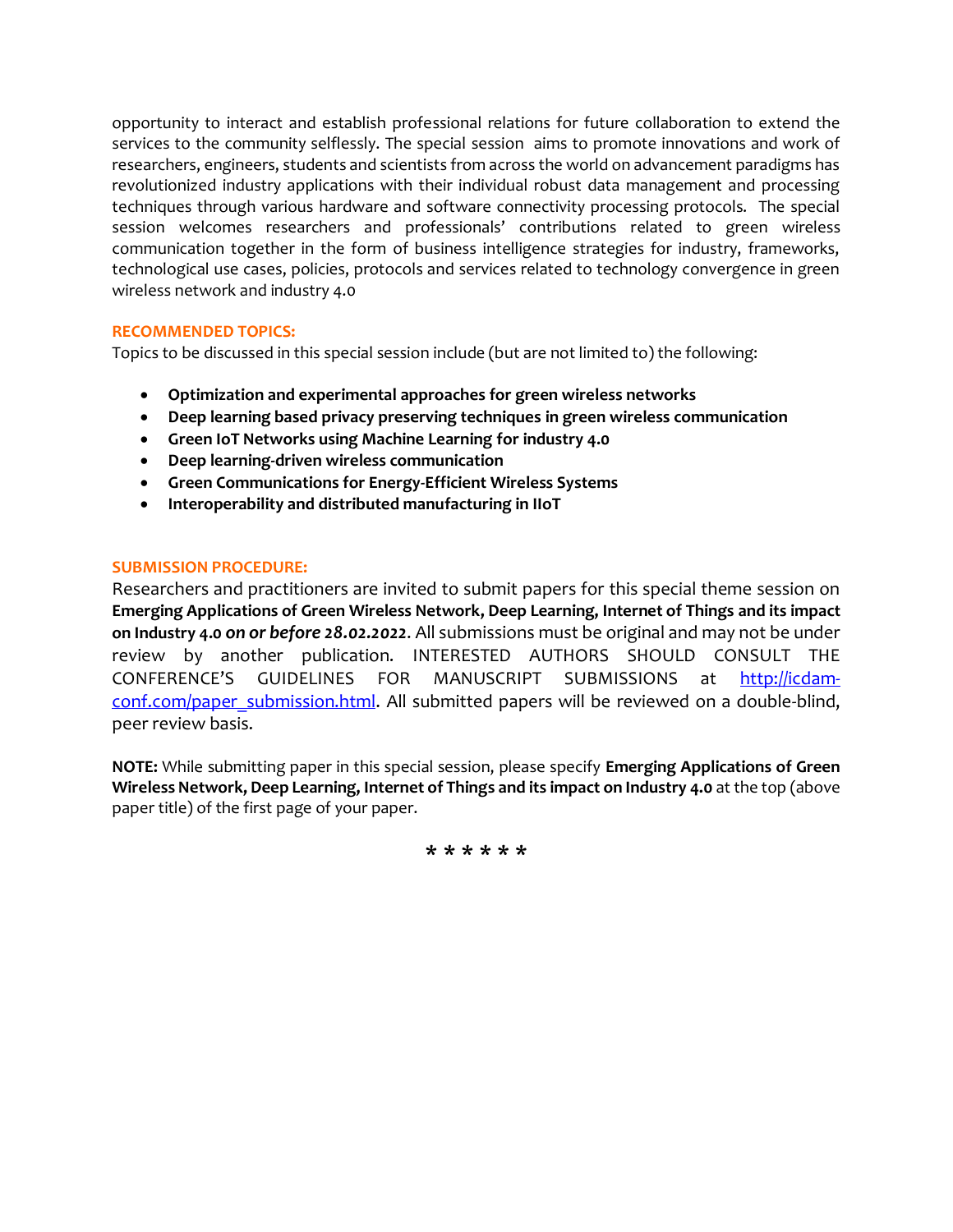opportunity to interact and establish professional relations for future collaboration to extend the services to the community selflessly. The special session aims to promote innovations and work of researchers, engineers, students and scientists from across the world on advancement paradigms has revolutionized industry applications with their individual robust data management and processing techniques through various hardware and software connectivity processing protocols. The special session welcomes researchers and professionals' contributions related to green wireless communication together in the form of business intelligence strategies for industry, frameworks, technological use cases, policies, protocols and services related to technology convergence in green wireless network and industry 4.0

**RECOMMENDED TOPICS:**

Topics to be discussed in this special session include (but are not limited to) the following:

- **Optimization and experimental approaches for green wireless networks**
- **Deep learning based privacy preserving techniques in green wireless communication**
- **Green IoT Networks using Machine Learning for industry 4.0**
- **Deep learning-driven wireless communication**
- **Green Communications for Energy-Efficient Wireless Systems**
- **Interoperability and distributed manufacturing in IIoT**

**SUBMISSION PROCEDURE:**

Researchers and practitioners are invited to submit papers for this special theme session on **Emerging Applications of Green Wireless Network, Deep Learning, Internet of Things and its impact on Industry 4.0** ***on or before 28.02.2022***. All submissions must be original and may not be under review by another publication. INTERESTED AUTHORS SHOULD CONSULT THE CONFERENCE'S GUIDELINES FOR MANUSCRIPT SUBMISSIONS at [http://icdam-conf.com/paper_submission.html](http://icdam-conf.com/paper_submission.html). All submitted papers will be reviewed on a double-blind, peer review basis.

**NOTE:** While submitting paper in this special session, please specify **Emerging Applications of Green Wireless Network, Deep Learning, Internet of Things and its impact on Industry 4.0** at the top (above paper title) of the first page of your paper.

* * * * * *